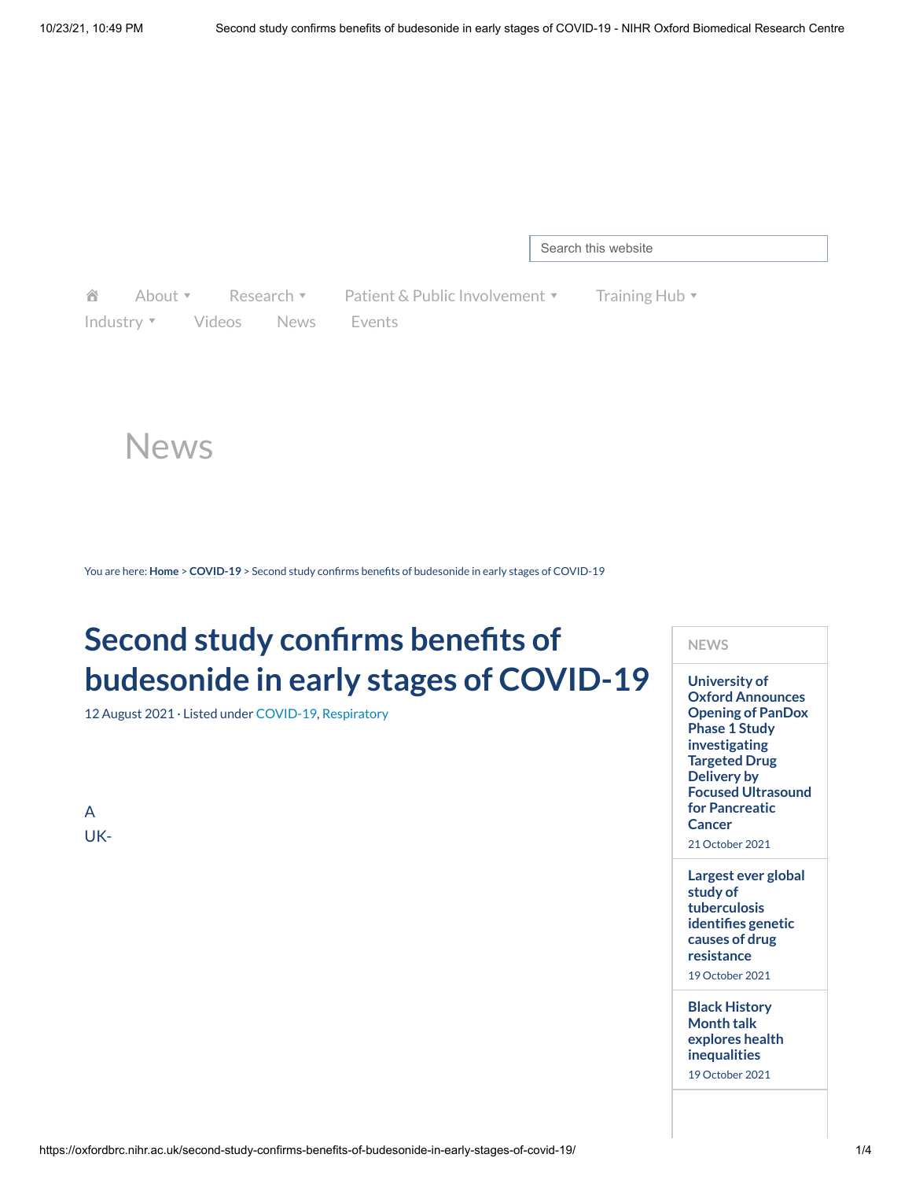Search this website

About ▾ Research ▾ Patient & Public Involvement ▾ Training Hub ▾ Industry ▾ Videos News Events

News

You are here: **Home** > **COVID-19** > Second study confirms benefits of budesonide in early stages of COVID-19

# Second study confirms benefits of budesonide in early stages of COVID-19

12 August 2021 · Listed under COVID-19, Respiratory

A
UK-

**NEWS**

**University of Oxford Announces Opening of PanDox Phase 1 Study investigating Targeted Drug Delivery by Focused Ultrasound for Pancreatic Cancer**
21 October 2021

**Largest ever global study of tuberculosis identifies genetic causes of drug resistance**
19 October 2021

**Black History Month talk explores health inequalities**
19 October 2021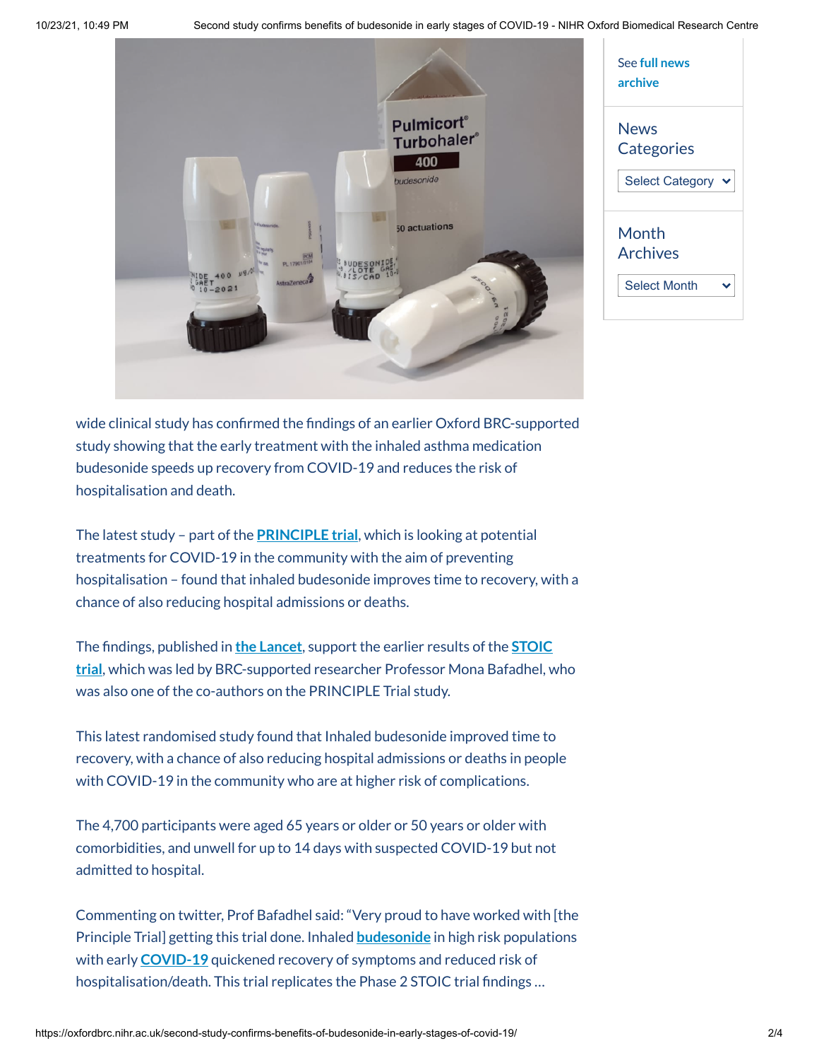See **full news archive**

News Categories

Select Category

Month Archives

Select Month

wide clinical study has confirmed the findings of an earlier Oxford BRC-supported study showing that the early treatment with the inhaled asthma medication budesonide speeds up recovery from COVID-19 and reduces the risk of hospitalisation and death.

The latest study – part of the **PRINCIPLE trial**, which is looking at potential treatments for COVID-19 in the community with the aim of preventing hospitalisation – found that inhaled budesonide improves time to recovery, with a chance of also reducing hospital admissions or deaths.

The findings, published in **the Lancet**, support the earlier results of the **STOIC trial**, which was led by BRC-supported researcher Professor Mona Bafadhel, who was also one of the co-authors on the PRINCIPLE Trial study.

This latest randomised study found that Inhaled budesonide improved time to recovery, with a chance of also reducing hospital admissions or deaths in people with COVID-19 in the community who are at higher risk of complications.

The 4,700 participants were aged 65 years or older or 50 years or older with comorbidities, and unwell for up to 14 days with suspected COVID-19 but not admitted to hospital.

Commenting on twitter, Prof Bafadhel said: "Very proud to have worked with [the Principle Trial] getting this trial done. Inhaled **budesonide** in high risk populations with early **COVID-19** quickened recovery of symptoms and reduced risk of hospitalisation/death. This trial replicates the Phase 2 STOIC trial findings …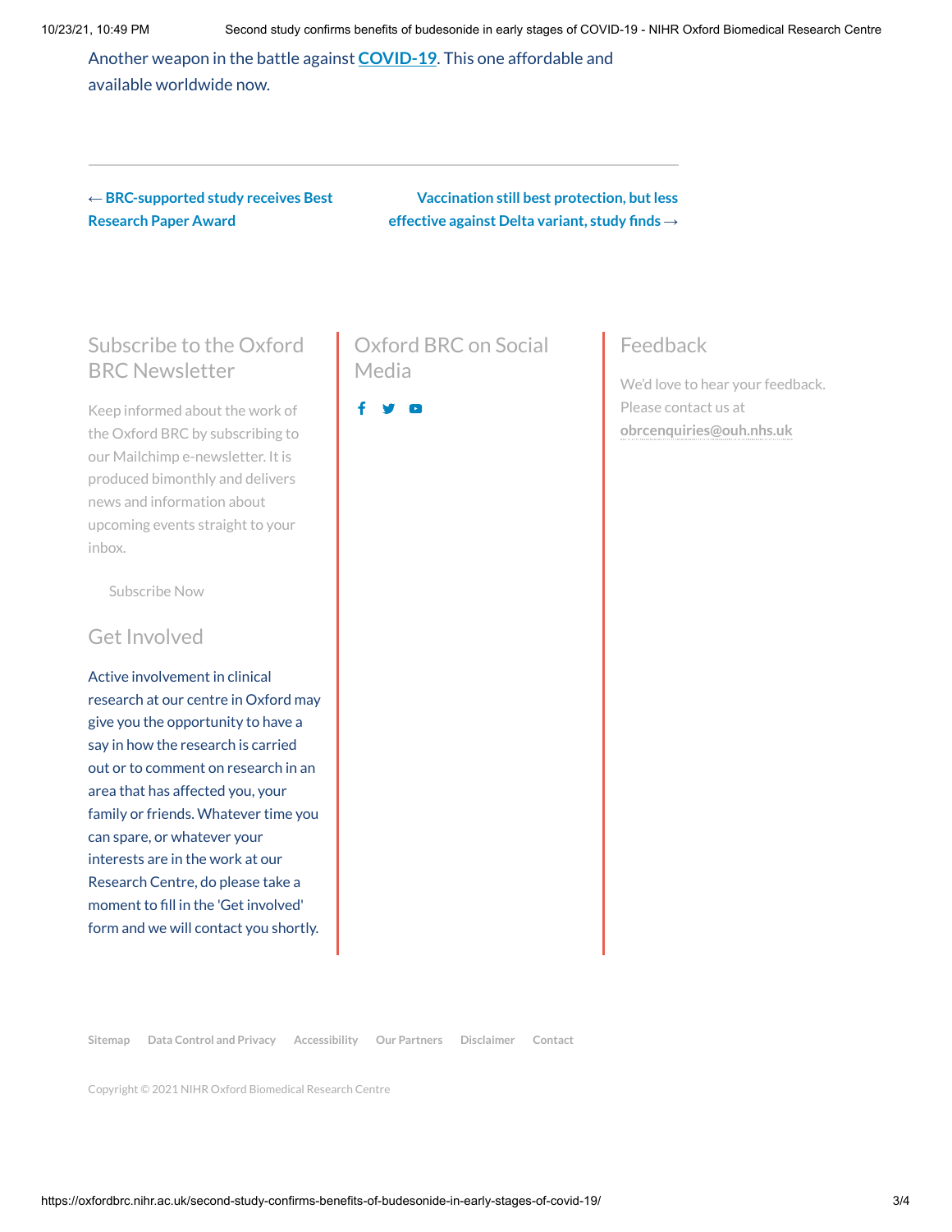Another weapon in the battle against **COVID-19**. This one affordable and available worldwide now.

---

← **BRC-supported study receives Best Research Paper Award**

**Vaccination still best protection, but less effective against Delta variant, study finds** →

## Subscribe to the Oxford BRC Newsletter

Keep informed about the work of the Oxford BRC by subscribing to our Mailchimp e-newsletter. It is produced bimonthly and delivers news and information about upcoming events straight to your inbox.

Subscribe Now

## Get Involved

Active involvement in clinical research at our centre in Oxford may give you the opportunity to have a say in how the research is carried out or to comment on research in an area that has affected you, your family or friends. Whatever time you can spare, or whatever your interests are in the work at our Research Centre, do please take a moment to fill in the 'Get involved' form and we will contact you shortly.

## Oxford BRC on Social Media

## Feedback

We'd love to hear your feedback. Please contact us at **obrcenquiries@ouh.nhs.uk**

Sitemap | Data Control and Privacy | Accessibility | Our Partners | Disclaimer | Contact

Copyright © 2021 NIHR Oxford Biomedical Research Centre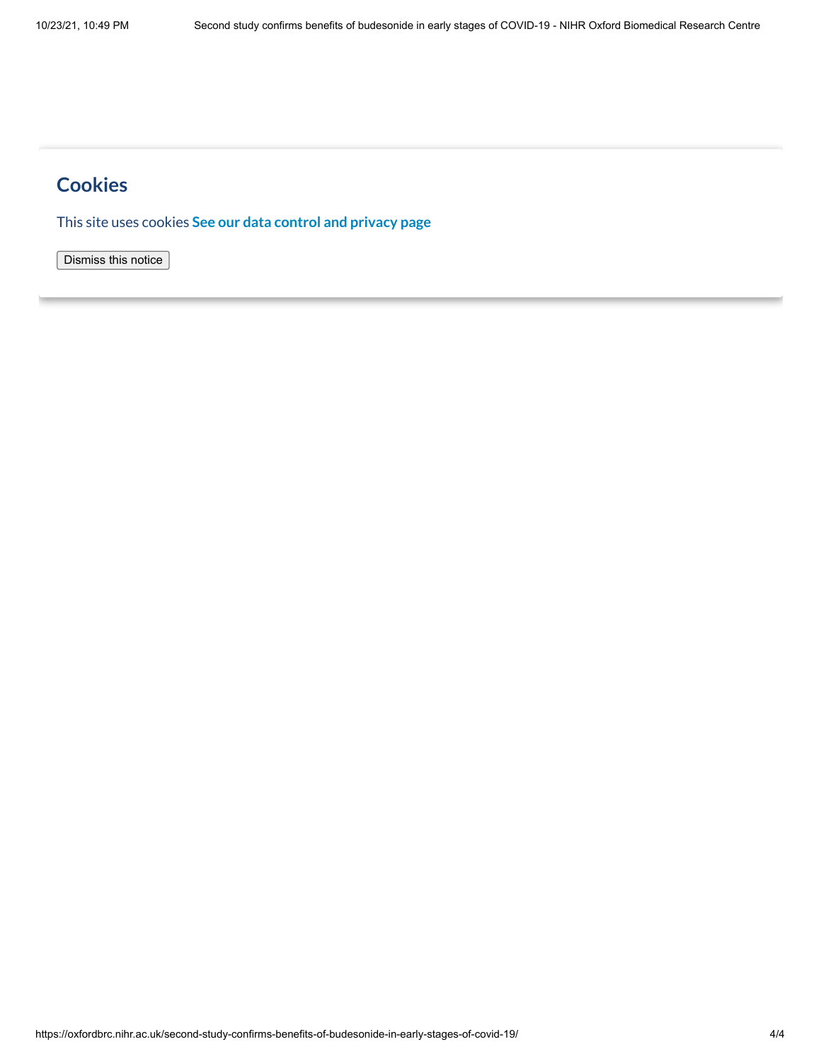## Cookies

This site uses cookies **See our data control and privacy page**

Dismiss this notice